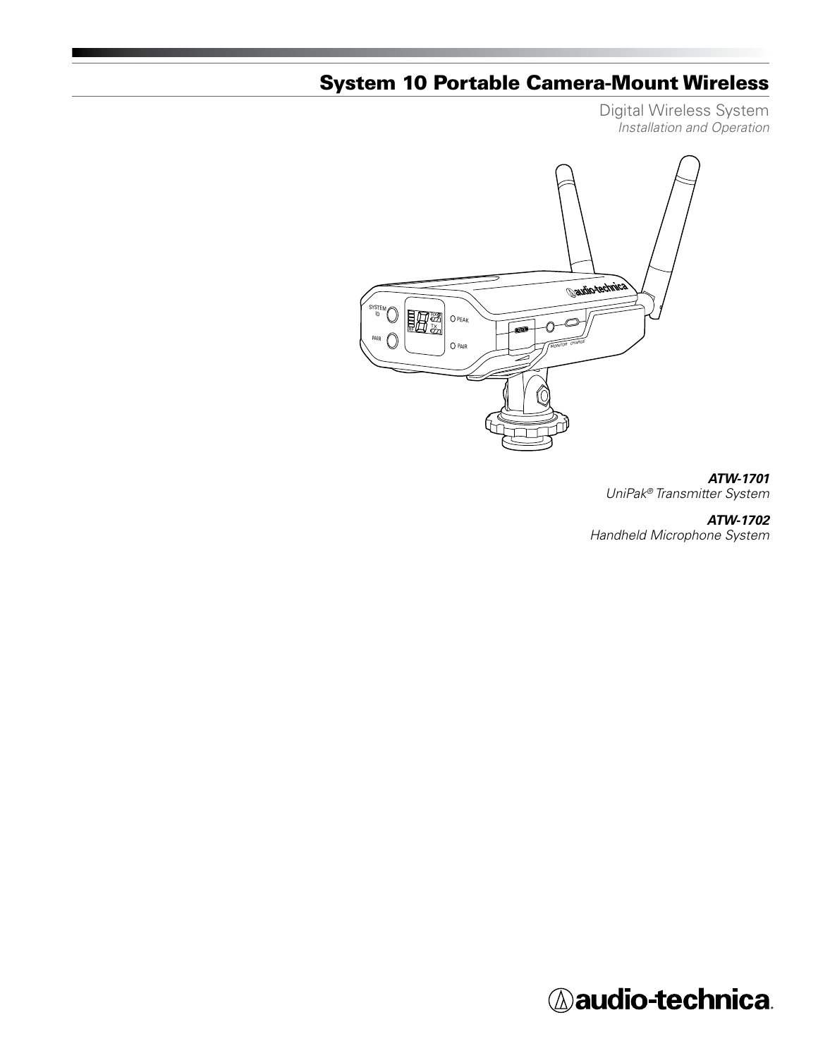# System 10 Portable Camera-Mount Wireless

Digital Wireless System

*Installation and Operation*

***ATW-1701***

*UniPak® Transmitter System*

***ATW-1702***

*Handheld Microphone System*

audio-technica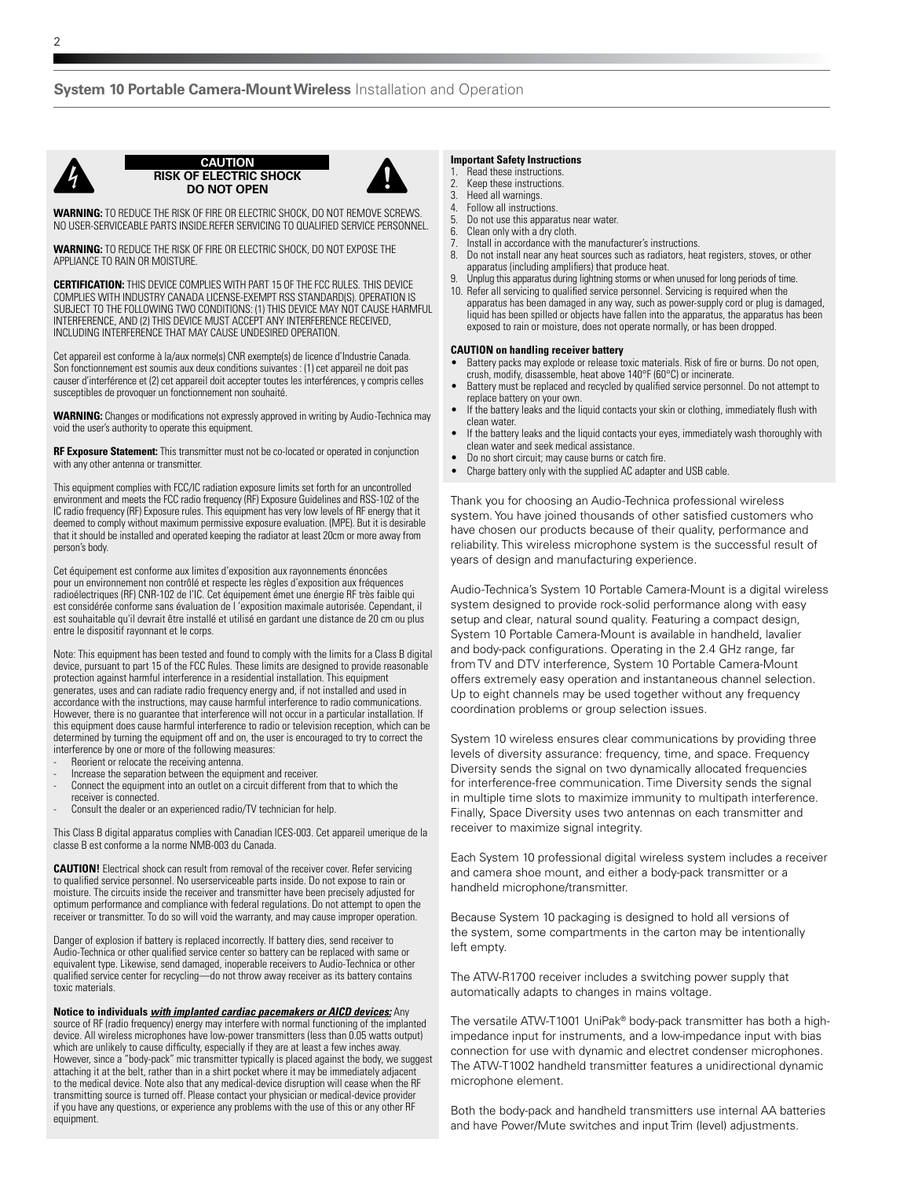**CAUTION**
**RISK OF ELECTRIC SHOCK**
**DO NOT OPEN**

**WARNING:** TO REDUCE THE RISK OF FIRE OR ELECTRIC SHOCK, DO NOT REMOVE SCREWS. NO USER-SERVICEABLE PARTS INSIDE.REFER SERVICING TO QUALIFIED SERVICE PERSONNEL.

**WARNING:** TO REDUCE THE RISK OF FIRE OR ELECTRIC SHOCK, DO NOT EXPOSE THE APPLIANCE TO RAIN OR MOISTURE.

**CERTIFICATION:** THIS DEVICE COMPLIES WITH PART 15 OF THE FCC RULES. THIS DEVICE COMPLIES WITH INDUSTRY CANADA LICENSE-EXEMPT RSS STANDARD(S). OPERATION IS SUBJECT TO THE FOLLOWING TWO CONDITIONS: (1) THIS DEVICE MAY NOT CAUSE HARMFUL INTERFERENCE, AND (2) THIS DEVICE MUST ACCEPT ANY INTERFERENCE RECEIVED, INCLUDING INTERFERENCE THAT MAY CAUSE UNDESIRED OPERATION.

Cet appareil est conforme à la/aux norme(s) CNR exempte(s) de licence d'Industrie Canada. Son fonctionnement est soumis aux deux conditions suivantes : (1) cet appareil ne doit pas causer d'interférence et (2) cet appareil doit accepter toutes les interférences, y compris celles susceptibles de provoquer un fonctionnement non souhaité.

**WARNING:** Changes or modifications not expressly approved in writing by Audio-Technica may void the user's authority to operate this equipment.

**RF Exposure Statement:** This transmitter must not be co-located or operated in conjunction with any other antenna or transmitter.

This equipment complies with FCC/IC radiation exposure limits set forth for an uncontrolled environment and meets the FCC radio frequency (RF) Exposure Guidelines and RSS-102 of the IC radio frequency (RF) Exposure rules. This equipment has very low levels of RF energy that it deemed to comply without maximum permissive exposure evaluation. (MPE). But it is desirable that it should be installed and operated keeping the radiator at least 20cm or more away from person's body.

Cet équipement est conforme aux limites d'exposition aux rayonnements énoncées pour un environnement non contrôlé et respecte les règles d'exposition aux fréquences radioélectriques (RF) CNR-102 de l'IC. Cet équipement émet une énergie RF très faible qui est considérée conforme sans évaluation de l 'exposition maximale autorisée. Cependant, il est souhaitable qu'il devrait être installé et utilisé en gardant une distance de 20 cm ou plus entre le dispositif rayonnant et le corps.

Note: This equipment has been tested and found to comply with the limits for a Class B digital device, pursuant to part 15 of the FCC Rules. These limits are designed to provide reasonable protection against harmful interference in a residential installation. This equipment generates, uses and can radiate radio frequency energy and, if not installed and used in accordance with the instructions, may cause harmful interference to radio communications. However, there is no guarantee that interference will not occur in a particular installation. If this equipment does cause harmful interference to radio or television reception, which can be determined by turning the equipment off and on, the user is encouraged to try to correct the interference by one or more of the following measures:

- Reorient or relocate the receiving antenna.
- Increase the separation between the equipment and receiver.
- Connect the equipment into an outlet on a circuit different from that to which the receiver is connected.
- Consult the dealer or an experienced radio/TV technician for help.

This Class B digital apparatus complies with Canadian ICES-003. Cet appareil umerique de la classe B est conforme a la norme NMB-003 du Canada.

**CAUTION!** Electrical shock can result from removal of the receiver cover. Refer servicing to qualified service personnel. No userserviceable parts inside. Do not expose to rain or moisture. The circuits inside the receiver and transmitter have been precisely adjusted for optimum performance and compliance with federal regulations. Do not attempt to open the receiver or transmitter. To do so will void the warranty, and may cause improper operation.

Danger of explosion if battery is replaced incorrectly. If battery dies, send receiver to Audio-Technica or other qualified service center so battery can be replaced with same or equivalent type. Likewise, send damaged, inoperable receivers to Audio-Technica or other qualified service center for recycling—do not throw away receiver as its battery contains toxic materials.

**Notice to individuals *with implanted cardiac pacemakers or AICD devices:*** Any source of RF (radio frequency) energy may interfere with normal functioning of the implanted device. All wireless microphones have low-power transmitters (less than 0.05 watts output) which are unlikely to cause difficulty, especially if they are at least a few inches away. However, since a "body-pack" mic transmitter typically is placed against the body, we suggest attaching it at the belt, rather than in a shirt pocket where it may be immediately adjacent to the medical device. Note also that any medical-device disruption will cease when the RF transmitting source is turned off. Please contact your physician or medical-device provider if you have any questions, or experience any problems with the use of this or any other RF equipment.

**Important Safety Instructions**

1. Read these instructions.
2. Keep these instructions.
3. Heed all warnings.
4. Follow all instructions.
5. Do not use this apparatus near water.
6. Clean only with a dry cloth.
7. Install in accordance with the manufacturer's instructions.
8. Do not install near any heat sources such as radiators, heat registers, stoves, or other apparatus (including amplifiers) that produce heat.
9. Unplug this apparatus during lightning storms or when unused for long periods of time.
10. Refer all servicing to qualified service personnel. Servicing is required when the apparatus has been damaged in any way, such as power-supply cord or plug is damaged, liquid has been spilled or objects have fallen into the apparatus, the apparatus has been exposed to rain or moisture, does not operate normally, or has been dropped.

**CAUTION on handling receiver battery**

- Battery packs may explode or release toxic materials. Risk of fire or burns. Do not open, crush, modify, disassemble, heat above 140°F (60°C) or incinerate.
- Battery must be replaced and recycled by qualified service personnel. Do not attempt to replace battery on your own.
- If the battery leaks and the liquid contacts your skin or clothing, immediately flush with clean water.
- If the battery leaks and the liquid contacts your eyes, immediately wash thoroughly with clean water and seek medical assistance.
- Do no short circuit; may cause burns or catch fire.
- Charge battery only with the supplied AC adapter and USB cable.

Thank you for choosing an Audio-Technica professional wireless system. You have joined thousands of other satisfied customers who have chosen our products because of their quality, performance and reliability. This wireless microphone system is the successful result of years of design and manufacturing experience.

Audio-Technica's System 10 Portable Camera-Mount is a digital wireless system designed to provide rock-solid performance along with easy setup and clear, natural sound quality. Featuring a compact design, System 10 Portable Camera-Mount is available in handheld, lavalier and body-pack configurations. Operating in the 2.4 GHz range, far from TV and DTV interference, System 10 Portable Camera-Mount offers extremely easy operation and instantaneous channel selection. Up to eight channels may be used together without any frequency coordination problems or group selection issues.

System 10 wireless ensures clear communications by providing three levels of diversity assurance: frequency, time, and space. Frequency Diversity sends the signal on two dynamically allocated frequencies for interference-free communication. Time Diversity sends the signal in multiple time slots to maximize immunity to multipath interference. Finally, Space Diversity uses two antennas on each transmitter and receiver to maximize signal integrity.

Each System 10 professional digital wireless system includes a receiver and camera shoe mount, and either a body-pack transmitter or a handheld microphone/transmitter.

Because System 10 packaging is designed to hold all versions of the system, some compartments in the carton may be intentionally left empty.

The ATW-R1700 receiver includes a switching power supply that automatically adapts to changes in mains voltage.

The versatile ATW-T1001 UniPak® body-pack transmitter has both a high-impedance input for instruments, and a low-impedance input with bias connection for use with dynamic and electret condenser microphones. The ATW-T1002 handheld transmitter features a unidirectional dynamic microphone element.

Both the body-pack and handheld transmitters use internal AA batteries and have Power/Mute switches and input Trim (level) adjustments.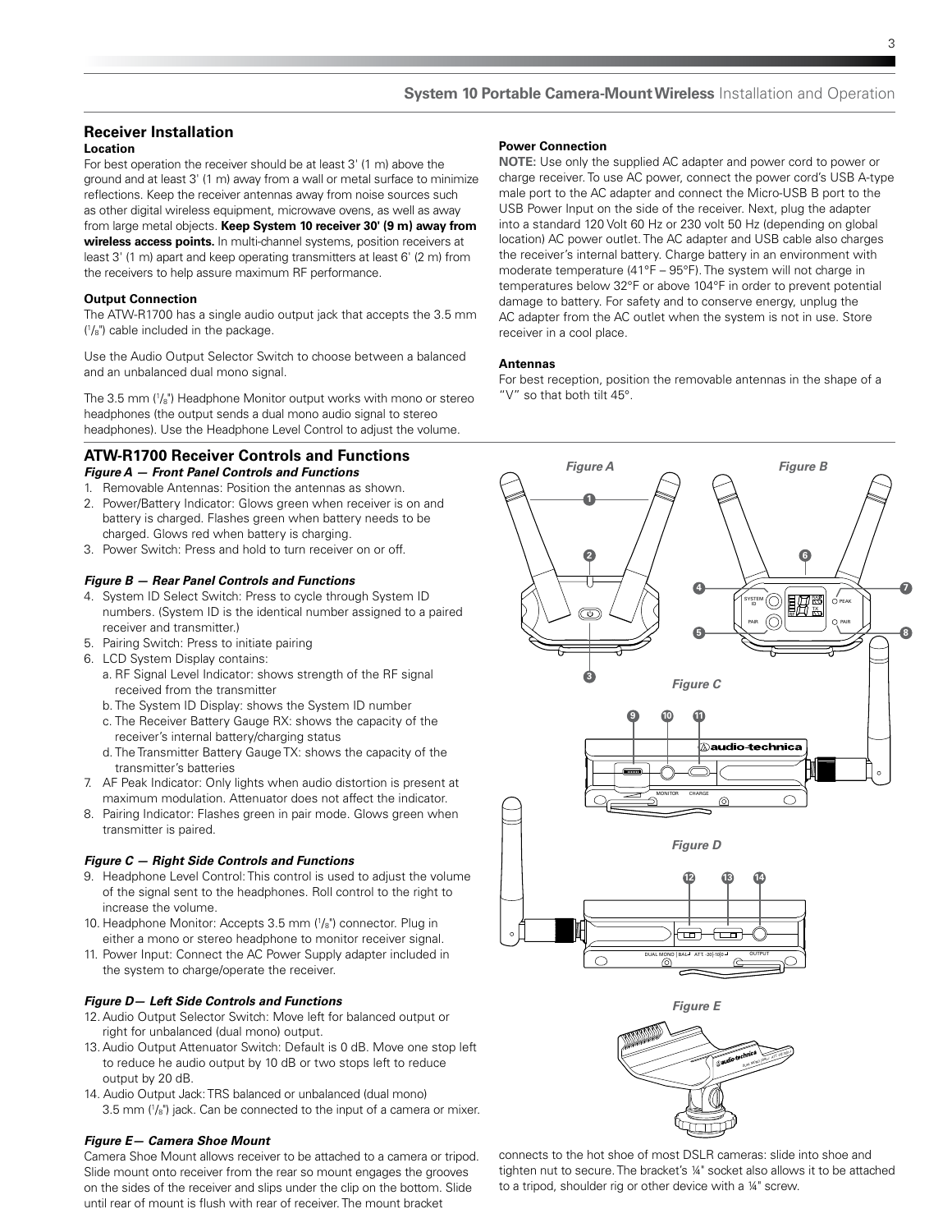## Receiver Installation

### Location

For best operation the receiver should be at least 3' (1 m) above the ground and at least 3' (1 m) away from a wall or metal surface to minimize reflections. Keep the receiver antennas away from noise sources such as other digital wireless equipment, microwave ovens, as well as away from large metal objects. **Keep System 10 receiver 30' (9 m) away from wireless access points.** In multi-channel systems, position receivers at least 3' (1 m) apart and keep operating transmitters at least 6' (2 m) from the receivers to help assure maximum RF performance.

### Output Connection

The ATW-R1700 has a single audio output jack that accepts the 3.5 mm (1/8") cable included in the package.

Use the Audio Output Selector Switch to choose between a balanced and an unbalanced dual mono signal.

The 3.5 mm (1/8") Headphone Monitor output works with mono or stereo headphones (the output sends a dual mono audio signal to stereo headphones). Use the Headphone Level Control to adjust the volume.

### Power Connection

**NOTE:** Use only the supplied AC adapter and power cord to power or charge receiver. To use AC power, connect the power cord's USB A-type male port to the AC adapter and connect the Micro-USB B port to the USB Power Input on the side of the receiver. Next, plug the adapter into a standard 120 Volt 60 Hz or 230 volt 50 Hz (depending on global location) AC power outlet. The AC adapter and USB cable also charges the receiver's internal battery. Charge battery in an environment with moderate temperature (41°F – 95°F). The system will not charge in temperatures below 32°F or above 104°F in order to prevent potential damage to battery. For safety and to conserve energy, unplug the AC adapter from the AC outlet when the system is not in use. Store receiver in a cool place.

### Antennas

For best reception, position the removable antennas in the shape of a "V" so that both tilt 45°.

## ATW-R1700 Receiver Controls and Functions

***Figure A — Front Panel Controls and Functions***

1. Removable Antennas: Position the antennas as shown.
2. Power/Battery Indicator: Glows green when receiver is on and battery is charged. Flashes green when battery needs to be charged. Glows red when battery is charging.
3. Power Switch: Press and hold to turn receiver on or off.

***Figure B — Rear Panel Controls and Functions***

4. System ID Select Switch: Press to cycle through System ID numbers. (System ID is the identical number assigned to a paired receiver and transmitter.)
5. Pairing Switch: Press to initiate pairing
6. LCD System Display contains:
   a. RF Signal Level Indicator: shows strength of the RF signal received from the transmitter
   b. The System ID Display: shows the System ID number
   c. The Receiver Battery Gauge RX: shows the capacity of the receiver's internal battery/charging status
   d. The Transmitter Battery Gauge TX: shows the capacity of the transmitter's batteries
7. AF Peak Indicator: Only lights when audio distortion is present at maximum modulation. Attenuator does not affect the indicator.
8. Pairing Indicator: Flashes green in pair mode. Glows green when transmitter is paired.

***Figure C — Right Side Controls and Functions***

9. Headphone Level Control: This control is used to adjust the volume of the signal sent to the headphones. Roll control to the right to increase the volume.
10. Headphone Monitor: Accepts 3.5 mm (1/8") connector. Plug in either a mono or stereo headphone to monitor receiver signal.
11. Power Input: Connect the AC Power Supply adapter included in the system to charge/operate the receiver.

***Figure D— Left Side Controls and Functions***

12. Audio Output Selector Switch: Move left for balanced output or right for unbalanced (dual mono) output.
13. Audio Output Attenuator Switch: Default is 0 dB. Move one stop left to reduce he audio output by 10 dB or two stops left to reduce output by 20 dB.
14. Audio Output Jack: TRS balanced or unbalanced (dual mono) 3.5 mm (1/8") jack. Can be connected to the input of a camera or mixer.

***Figure E— Camera Shoe Mount***

Camera Shoe Mount allows receiver to be attached to a camera or tripod. Slide mount onto receiver from the rear so mount engages the grooves on the sides of the receiver and slips under the clip on the bottom. Slide until rear of mount is flush with rear of receiver. The mount bracket connects to the hot shoe of most DSLR cameras: slide into shoe and tighten nut to secure. The bracket's ¼" socket also allows it to be attached to a tripod, shoulder rig or other device with a ¼" screw.

*Figure A*

*Figure B*

*Figure C*

*Figure D*

*Figure E*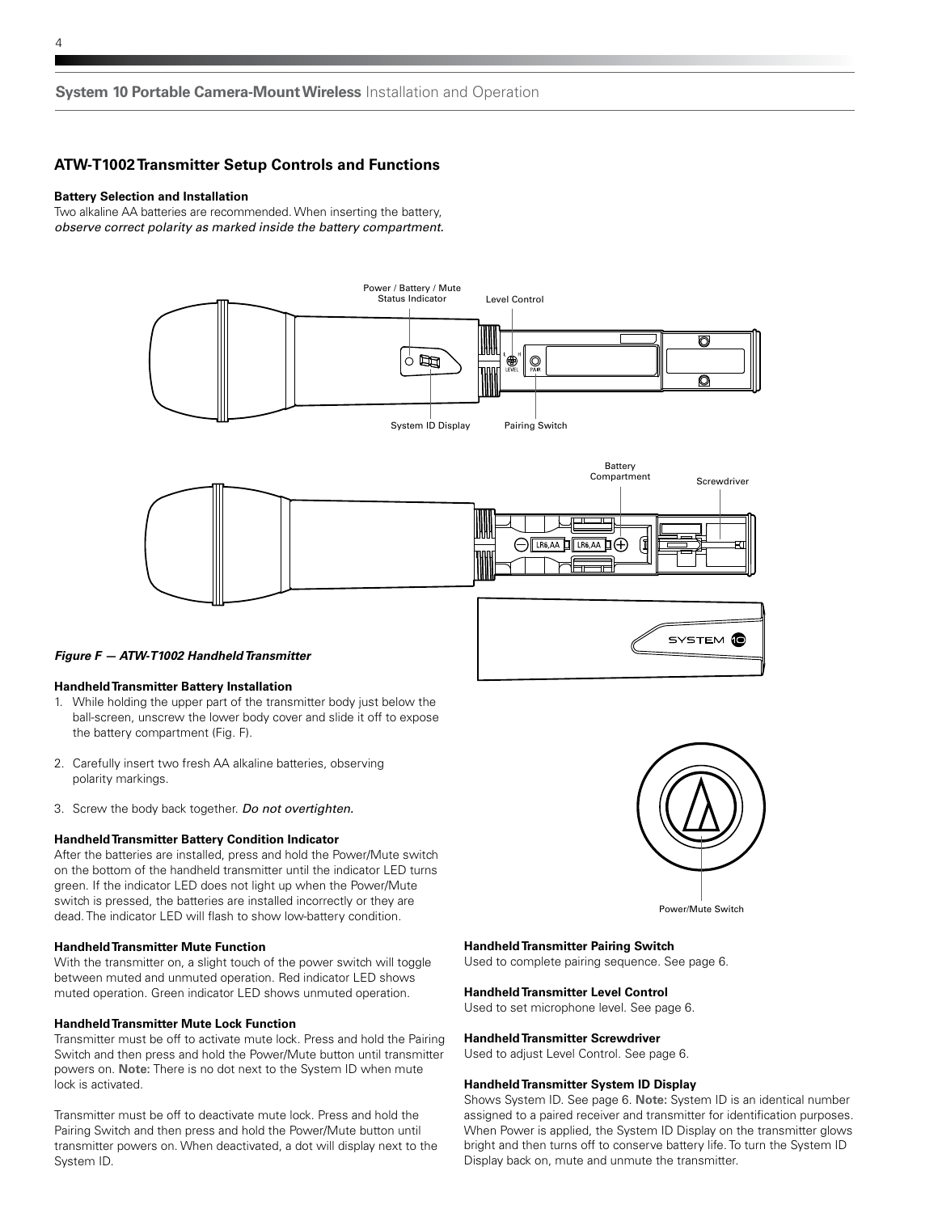## ATW-T1002 Transmitter Setup Controls and Functions

### Battery Selection and Installation

Two alkaline AA batteries are recommended. When inserting the battery, *observe correct polarity as marked inside the battery compartment.*

Power / Battery / Mute Status Indicator

Level Control

System ID Display

Pairing Switch

Battery Compartment

Screwdriver

***Figure F — ATW-T1002 Handheld Transmitter***

Power/Mute Switch

### Handheld Transmitter Battery Installation

1. While holding the upper part of the transmitter body just below the ball-screen, unscrew the lower body cover and slide it off to expose the battery compartment (Fig. F).
2. Carefully insert two fresh AA alkaline batteries, observing polarity markings.
3. Screw the body back together. *Do not overtighten.*

### Handheld Transmitter Battery Condition Indicator

After the batteries are installed, press and hold the Power/Mute switch on the bottom of the handheld transmitter until the indicator LED turns green. If the indicator LED does not light up when the Power/Mute switch is pressed, the batteries are installed incorrectly or they are dead. The indicator LED will flash to show low-battery condition.

### Handheld Transmitter Mute Function

With the transmitter on, a slight touch of the power switch will toggle between muted and unmuted operation. Red indicator LED shows muted operation. Green indicator LED shows unmuted operation.

### Handheld Transmitter Mute Lock Function

Transmitter must be off to activate mute lock. Press and hold the Pairing Switch and then press and hold the Power/Mute button until transmitter powers on. **Note:** There is no dot next to the System ID when mute lock is activated.

Transmitter must be off to deactivate mute lock. Press and hold the Pairing Switch and then press and hold the Power/Mute button until transmitter powers on. When deactivated, a dot will display next to the System ID.

### Handheld Transmitter Pairing Switch

Used to complete pairing sequence. See page 6.

### Handheld Transmitter Level Control

Used to set microphone level. See page 6.

### Handheld Transmitter Screwdriver

Used to adjust Level Control. See page 6.

### Handheld Transmitter System ID Display

Shows System ID. See page 6. **Note:** System ID is an identical number assigned to a paired receiver and transmitter for identification purposes. When Power is applied, the System ID Display on the transmitter glows bright and then turns off to conserve battery life. To turn the System ID Display back on, mute and unmute the transmitter.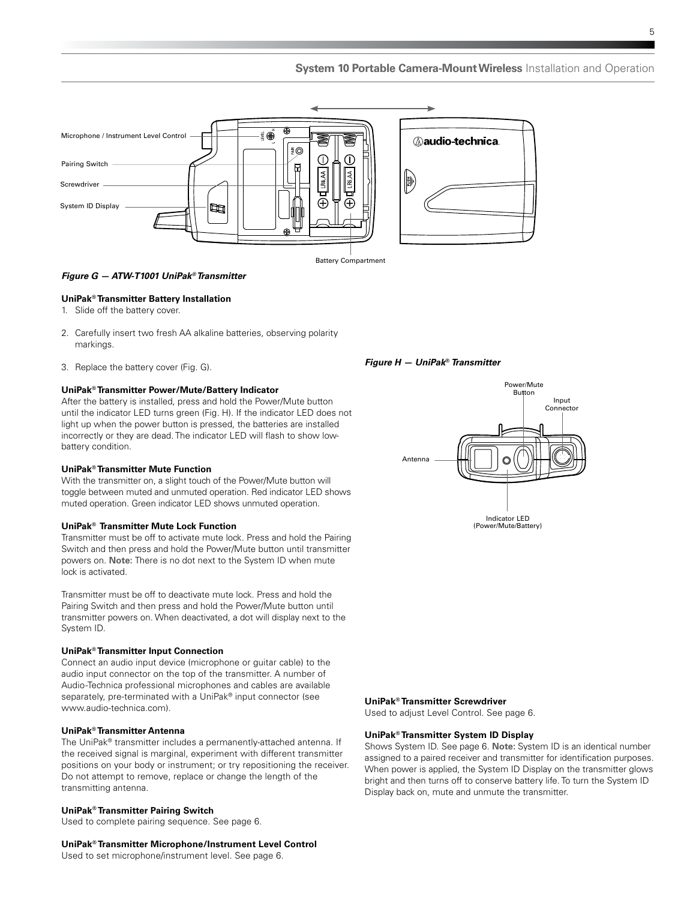*Figure G — ATW-T1001 UniPak® Transmitter*

**UniPak® Transmitter Battery Installation**

1. Slide off the battery cover.
2. Carefully insert two fresh AA alkaline batteries, observing polarity markings.
3. Replace the battery cover (Fig. G).

**UniPak® Transmitter Power/Mute/Battery Indicator**

After the battery is installed, press and hold the Power/Mute button until the indicator LED turns green (Fig. H). If the indicator LED does not light up when the power button is pressed, the batteries are installed incorrectly or they are dead. The indicator LED will flash to show low-battery condition.

**UniPak® Transmitter Mute Function**

With the transmitter on, a slight touch of the Power/Mute button will toggle between muted and unmuted operation. Red indicator LED shows muted operation. Green indicator LED shows unmuted operation.

**UniPak® Transmitter Mute Lock Function**

Transmitter must be off to activate mute lock. Press and hold the Pairing Switch and then press and hold the Power/Mute button until transmitter powers on. **Note:** There is no dot next to the System ID when mute lock is activated.

Transmitter must be off to deactivate mute lock. Press and hold the Pairing Switch and then press and hold the Power/Mute button until transmitter powers on. When deactivated, a dot will display next to the System ID.

**UniPak® Transmitter Input Connection**

Connect an audio input device (microphone or guitar cable) to the audio input connector on the top of the transmitter. A number of Audio-Technica professional microphones and cables are available separately, pre-terminated with a UniPak® input connector (see www.audio-technica.com).

**UniPak® Transmitter Antenna**

The UniPak® transmitter includes a permanently-attached antenna. If the received signal is marginal, experiment with different transmitter positions on your body or instrument; or try repositioning the receiver. Do not attempt to remove, replace or change the length of the transmitting antenna.

**UniPak® Transmitter Pairing Switch**

Used to complete pairing sequence. See page 6.

**UniPak® Transmitter Microphone/Instrument Level Control**

Used to set microphone/instrument level. See page 6.

*Figure H — UniPak® Transmitter*

**UniPak® Transmitter Screwdriver**

Used to adjust Level Control. See page 6.

**UniPak® Transmitter System ID Display**

Shows System ID. See page 6. **Note:** System ID is an identical number assigned to a paired receiver and transmitter for identification purposes. When power is applied, the System ID Display on the transmitter glows bright and then turns off to conserve battery life. To turn the System ID Display back on, mute and unmute the transmitter.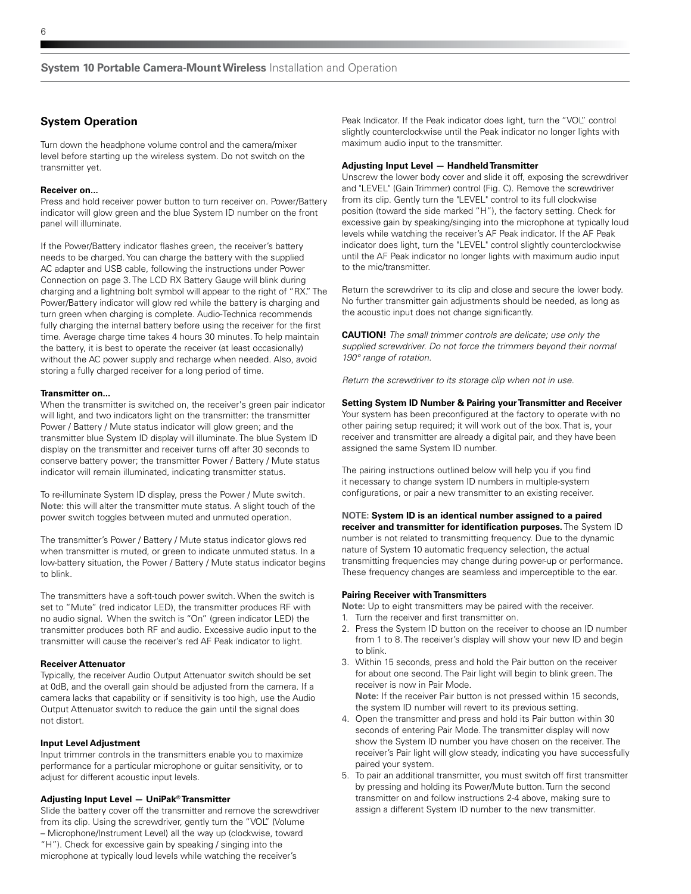## System Operation

Turn down the headphone volume control and the camera/mixer level before starting up the wireless system. Do not switch on the transmitter yet.

**Receiver on...**

Press and hold receiver power button to turn receiver on. Power/Battery indicator will glow green and the blue System ID number on the front panel will illuminate.

If the Power/Battery indicator flashes green, the receiver's battery needs to be charged. You can charge the battery with the supplied AC adapter and USB cable, following the instructions under Power Connection on page 3. The LCD RX Battery Gauge will blink during charging and a lightning bolt symbol will appear to the right of "RX." The Power/Battery indicator will glow red while the battery is charging and turn green when charging is complete. Audio-Technica recommends fully charging the internal battery before using the receiver for the first time. Average charge time takes 4 hours 30 minutes. To help maintain the battery, it is best to operate the receiver (at least occasionally) without the AC power supply and recharge when needed. Also, avoid storing a fully charged receiver for a long period of time.

**Transmitter on...**

When the transmitter is switched on, the receiver's green pair indicator will light, and two indicators light on the transmitter: the transmitter Power / Battery / Mute status indicator will glow green; and the transmitter blue System ID display will illuminate. The blue System ID display on the transmitter and receiver turns off after 30 seconds to conserve battery power; the transmitter Power / Battery / Mute status indicator will remain illuminated, indicating transmitter status.

To re-illuminate System ID display, press the Power / Mute switch. **Note:** this will alter the transmitter mute status. A slight touch of the power switch toggles between muted and unmuted operation.

The transmitter's Power / Battery / Mute status indicator glows red when transmitter is muted, or green to indicate unmuted status. In a low-battery situation, the Power / Battery / Mute status indicator begins to blink.

The transmitters have a soft-touch power switch. When the switch is set to "Mute" (red indicator LED), the transmitter produces RF with no audio signal. When the switch is "On" (green indicator LED) the transmitter produces both RF and audio. Excessive audio input to the transmitter will cause the receiver's red AF Peak indicator to light.

**Receiver Attenuator**

Typically, the receiver Audio Output Attenuator switch should be set at 0dB, and the overall gain should be adjusted from the camera. If a camera lacks that capability or if sensitivity is too high, use the Audio Output Attenuator switch to reduce the gain until the signal does not distort.

**Input Level Adjustment**

Input trimmer controls in the transmitters enable you to maximize performance for a particular microphone or guitar sensitivity, or to adjust for different acoustic input levels.

**Adjusting Input Level — UniPak® Transmitter**

Slide the battery cover off the transmitter and remove the screwdriver from its clip. Using the screwdriver, gently turn the "VOL" (Volume – Microphone/Instrument Level) all the way up (clockwise, toward "H"). Check for excessive gain by speaking / singing into the microphone at typically loud levels while watching the receiver's Peak Indicator. If the Peak indicator does light, turn the "VOL" control slightly counterclockwise until the Peak indicator no longer lights with maximum audio input to the transmitter.

**Adjusting Input Level — Handheld Transmitter**

Unscrew the lower body cover and slide it off, exposing the screwdriver and "LEVEL" (Gain Trimmer) control (Fig. C). Remove the screwdriver from its clip. Gently turn the "LEVEL" control to its full clockwise position (toward the side marked "H"), the factory setting. Check for excessive gain by speaking/singing into the microphone at typically loud levels while watching the receiver's AF Peak indicator. If the AF Peak indicator does light, turn the "LEVEL" control slightly counterclockwise until the AF Peak indicator no longer lights with maximum audio input to the mic/transmitter.

Return the screwdriver to its clip and close and secure the lower body. No further transmitter gain adjustments should be needed, as long as the acoustic input does not change significantly.

**CAUTION!** *The small trimmer controls are delicate; use only the supplied screwdriver. Do not force the trimmers beyond their normal 190° range of rotation.*

*Return the screwdriver to its storage clip when not in use.*

**Setting System ID Number & Pairing your Transmitter and Receiver**

Your system has been preconfigured at the factory to operate with no other pairing setup required; it will work out of the box. That is, your receiver and transmitter are already a digital pair, and they have been assigned the same System ID number.

The pairing instructions outlined below will help you if you find it necessary to change system ID numbers in multiple-system configurations, or pair a new transmitter to an existing receiver.

**NOTE: System ID is an identical number assigned to a paired receiver and transmitter for identification purposes.** The System ID number is not related to transmitting frequency. Due to the dynamic nature of System 10 automatic frequency selection, the actual transmitting frequencies may change during power-up or performance. These frequency changes are seamless and imperceptible to the ear.

**Pairing Receiver with Transmitters**

**Note:** Up to eight transmitters may be paired with the receiver.

1. Turn the receiver and first transmitter on.
2. Press the System ID button on the receiver to choose an ID number from 1 to 8. The receiver's display will show your new ID and begin to blink.
3. Within 15 seconds, press and hold the Pair button on the receiver for about one second. The Pair light will begin to blink green. The receiver is now in Pair Mode.
   **Note:** If the receiver Pair button is not pressed within 15 seconds, the system ID number will revert to its previous setting.
4. Open the transmitter and press and hold its Pair button within 30 seconds of entering Pair Mode. The transmitter display will now show the System ID number you have chosen on the receiver. The receiver's Pair light will glow steady, indicating you have successfully paired your system.
5. To pair an additional transmitter, you must switch off first transmitter by pressing and holding its Power/Mute button. Turn the second transmitter on and follow instructions 2-4 above, making sure to assign a different System ID number to the new transmitter.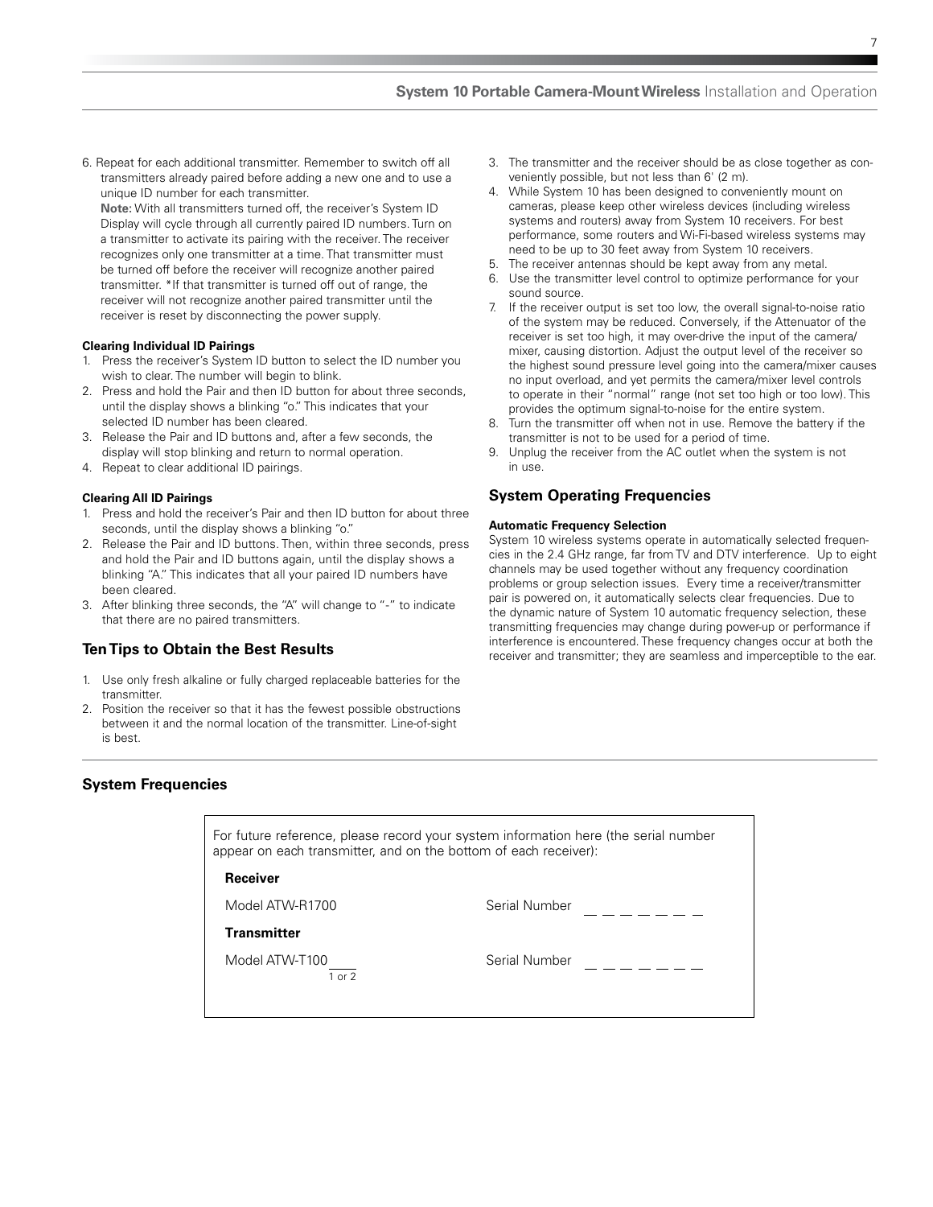6. Repeat for each additional transmitter. Remember to switch off all transmitters already paired before adding a new one and to use a unique ID number for each transmitter.
   **Note:** With all transmitters turned off, the receiver's System ID Display will cycle through all currently paired ID numbers. Turn on a transmitter to activate its pairing with the receiver. The receiver recognizes only one transmitter at a time. That transmitter must be turned off before the receiver will recognize another paired transmitter. *If that transmitter is turned off out of range, the receiver will not recognize another paired transmitter until the receiver is reset by disconnecting the power supply.

#### Clearing Individual ID Pairings

1. Press the receiver's System ID button to select the ID number you wish to clear. The number will begin to blink.
2. Press and hold the Pair and then ID button for about three seconds, until the display shows a blinking "o." This indicates that your selected ID number has been cleared.
3. Release the Pair and ID buttons and, after a few seconds, the display will stop blinking and return to normal operation.
4. Repeat to clear additional ID pairings.

#### Clearing All ID Pairings

1. Press and hold the receiver's Pair and then ID button for about three seconds, until the display shows a blinking "o."
2. Release the Pair and ID buttons. Then, within three seconds, press and hold the Pair and ID buttons again, until the display shows a blinking "A." This indicates that all your paired ID numbers have been cleared.
3. After blinking three seconds, the "A" will change to "-" to indicate that there are no paired transmitters.

## Ten Tips to Obtain the Best Results

1. Use only fresh alkaline or fully charged replaceable batteries for the transmitter.
2. Position the receiver so that it has the fewest possible obstructions between it and the normal location of the transmitter. Line-of-sight is best.
3. The transmitter and the receiver should be as close together as conveniently possible, but not less than 6' (2 m).
4. While System 10 has been designed to conveniently mount on cameras, please keep other wireless devices (including wireless systems and routers) away from System 10 receivers. For best performance, some routers and Wi-Fi-based wireless systems may need to be up to 30 feet away from System 10 receivers.
5. The receiver antennas should be kept away from any metal.
6. Use the transmitter level control to optimize performance for your sound source.
7. If the receiver output is set too low, the overall signal-to-noise ratio of the system may be reduced. Conversely, if the Attenuator of the receiver is set too high, it may over-drive the input of the camera/mixer, causing distortion. Adjust the output level of the receiver so the highest sound pressure level going into the camera/mixer causes no input overload, and yet permits the camera/mixer level controls to operate in their "normal" range (not set too high or too low). This provides the optimum signal-to-noise for the entire system.
8. Turn the transmitter off when not in use. Remove the battery if the transmitter is not to be used for a period of time.
9. Unplug the receiver from the AC outlet when the system is not in use.

## System Operating Frequencies

#### Automatic Frequency Selection

System 10 wireless systems operate in automatically selected frequencies in the 2.4 GHz range, far from TV and DTV interference. Up to eight channels may be used together without any frequency coordination problems or group selection issues. Every time a receiver/transmitter pair is powered on, it automatically selects clear frequencies. Due to the dynamic nature of System 10 automatic frequency selection, these transmitting frequencies may change during power-up or performance if interference is encountered. These frequency changes occur at both the receiver and transmitter; they are seamless and imperceptible to the ear.

## System Frequencies

For future reference, please record your system information here (the serial number appear on each transmitter, and on the bottom of each receiver):

**Receiver**

Model ATW-R1700 Serial Number _ _ _ _ _ _ _

**Transmitter**

Model ATW-T100____ (1 or 2) Serial Number _ _ _ _ _ _ _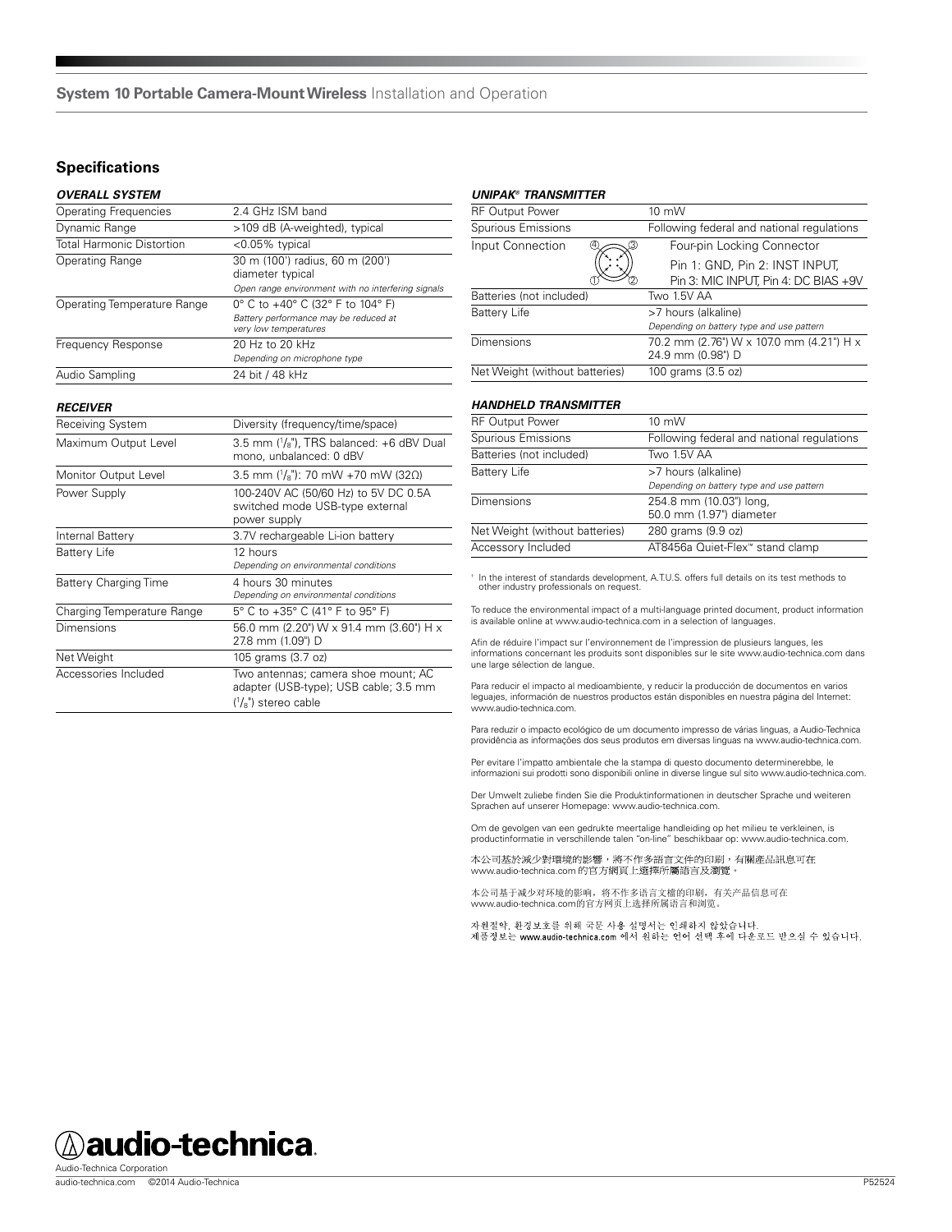## Specifications

### *OVERALL SYSTEM*

| | |
|---|---|
| Operating Frequencies | 2.4 GHz ISM band |
| Dynamic Range | >109 dB (A-weighted), typical |
| Total Harmonic Distortion | <0.05% typical |
| Operating Range | 30 m (100') radius, 60 m (200') diameter typical<br>*Open range environment with no interfering signals* |
| Operating Temperature Range | 0° C to +40° C (32° F to 104° F)<br>*Battery performance may be reduced at very low temperatures* |
| Frequency Response | 20 Hz to 20 kHz<br>*Depending on microphone type* |
| Audio Sampling | 24 bit / 48 kHz |

### *RECEIVER*

| | |
|---|---|
| Receiving System | Diversity (frequency/time/space) |
| Maximum Output Level | 3.5 mm (1/8"), TRS balanced: +6 dBV Dual mono, unbalanced: 0 dBV |
| Monitor Output Level | 3.5 mm (1/8"): 70 mW +70 mW (32Ω) |
| Power Supply | 100-240V AC (50/60 Hz) to 5V DC 0.5A switched mode USB-type external power supply |
| Internal Battery | 3.7V rechargeable Li-ion battery |
| Battery Life | 12 hours<br>*Depending on environmental conditions* |
| Battery Charging Time | 4 hours 30 minutes<br>*Depending on environmental conditions* |
| Charging Temperature Range | 5° C to +35° C (41° F to 95° F) |
| Dimensions | 56.0 mm (2.20") W x 91.4 mm (3.60") H x 27.8 mm (1.09") D |
| Net Weight | 105 grams (3.7 oz) |
| Accessories Included | Two antennas; camera shoe mount; AC adapter (USB-type); USB cable; 3.5 mm (1/8") stereo cable |

### *UNIPAK® TRANSMITTER*

| | |
|---|---|
| RF Output Power | 10 mW |
| Spurious Emissions | Following federal and national regulations |
| Input Connection | Four-pin Locking Connector<br>Pin 1: GND, Pin 2: INST INPUT, Pin 3: MIC INPUT, Pin 4: DC BIAS +9V |
| Batteries (not included) | Two 1.5V AA |
| Battery Life | >7 hours (alkaline)<br>*Depending on battery type and use pattern* |
| Dimensions | 70.2 mm (2.76") W x 107.0 mm (4.21") H x 24.9 mm (0.98") D |
| Net Weight (without batteries) | 100 grams (3.5 oz) |

### *HANDHELD TRANSMITTER*

| | |
|---|---|
| RF Output Power | 10 mW |
| Spurious Emissions | Following federal and national regulations |
| Batteries (not included) | Two 1.5V AA |
| Battery Life | >7 hours (alkaline)<br>*Depending on battery type and use pattern* |
| Dimensions | 254.8 mm (10.03") long, 50.0 mm (1.97") diameter |
| Net Weight (without batteries) | 280 grams (9.9 oz) |
| Accessory Included | AT8456a Quiet-Flex™ stand clamp |

[1] In the interest of standards development, A.T.U.S. offers full details on its test methods to other industry professionals on request.

To reduce the environmental impact of a multi-language printed document, product information is available online at www.audio-technica.com in a selection of languages.

Afin de réduire l'impact sur l'environnement de l'impression de plusieurs langues, les informations concernant les produits sont disponibles sur le site www.audio-technica.com dans une large sélection de langue.

Para reducir el impacto al medioambiente, y reducir la producción de documentos en varios leguajes, información de nuestros productos están disponibles en nuestra página del Internet: www.audio-technica.com.

Para reduzir o impacto ecológico de um documento impresso de várias linguas, a Audio-Technica providência as informações dos seus produtos em diversas linguas na www.audio-technica.com.

Per evitare l'impatto ambientale che la stampa di questo documento determinerebbe, le informazioni sui prodotti sono disponibili online in diverse lingue sul sito www.audio-technica.com.

Der Umwelt zuliebe finden Sie die Produktinformationen in deutscher Sprache und weiteren Sprachen auf unserer Homepage: www.audio-technica.com.

Om de gevolgen van een gedrukte meertalige handleiding op het milieu te verkleinen, is productinformatie in verschillende talen "on-line" beschikbaar op: www.audio-technica.com.

本公司基於減少對環境的影響，將不作多語言文件的印刷，有關產品訊息可在www.audio-technica.com 的官方網頁上選擇所屬語言及瀏覽。

本公司基于减少对环境的影响，将不作多语言文档的印刷，有关产品信息可在www.audio-technica.com的官方网页上选择所属语言和浏览。

자원절약, 환경보호를 위해 국문 사용 설명서는 인쇄하지 않았습니다.
제품정보는 www.audio-technica.com 에서 원하는 언어 선택 후에 다운로드 받으실 수 있습니다.

audio-technica

Audio-Technica Corporation
audio-technica.com ©2014 Audio-Technica

P52524